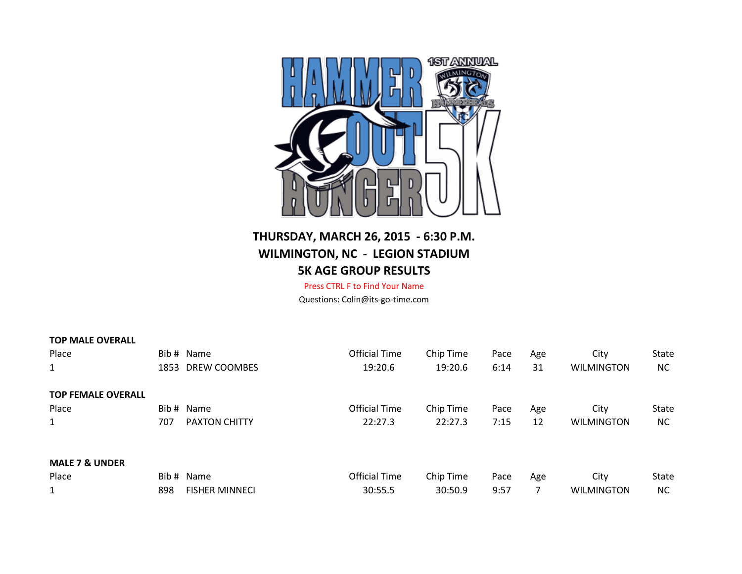**THURSDAY, MARCH 26, 2015 - 6:30 P.M.**

**WILMINGTON, NC - LEGION STADIUM**

**5K AGE GROUP RESULTS**

Press CTRL F to Find Your Name

Questions: Colin@its-go-time.com

**TOP MALE OVERALL**

| Place | Bib # | Name | Official Time | Chip Time | Pace | Age | City | State |
|---|---|---|---|---|---|---|---|---|
| 1 | 1853 | DREW COOMBES | 19:20.6 | 19:20.6 | 6:14 | 31 | WILMINGTON | NC |

**TOP FEMALE OVERALL**

| Place | Bib # | Name | Official Time | Chip Time | Pace | Age | City | State |
|---|---|---|---|---|---|---|---|---|
| 1 | 707 | PAXTON CHITTY | 22:27.3 | 22:27.3 | 7:15 | 12 | WILMINGTON | NC |

**MALE 7 & UNDER**

| Place | Bib # | Name | Official Time | Chip Time | Pace | Age | City | State |
|---|---|---|---|---|---|---|---|---|
| 1 | 898 | FISHER MINNECI | 30:55.5 | 30:50.9 | 9:57 | 7 | WILMINGTON | NC |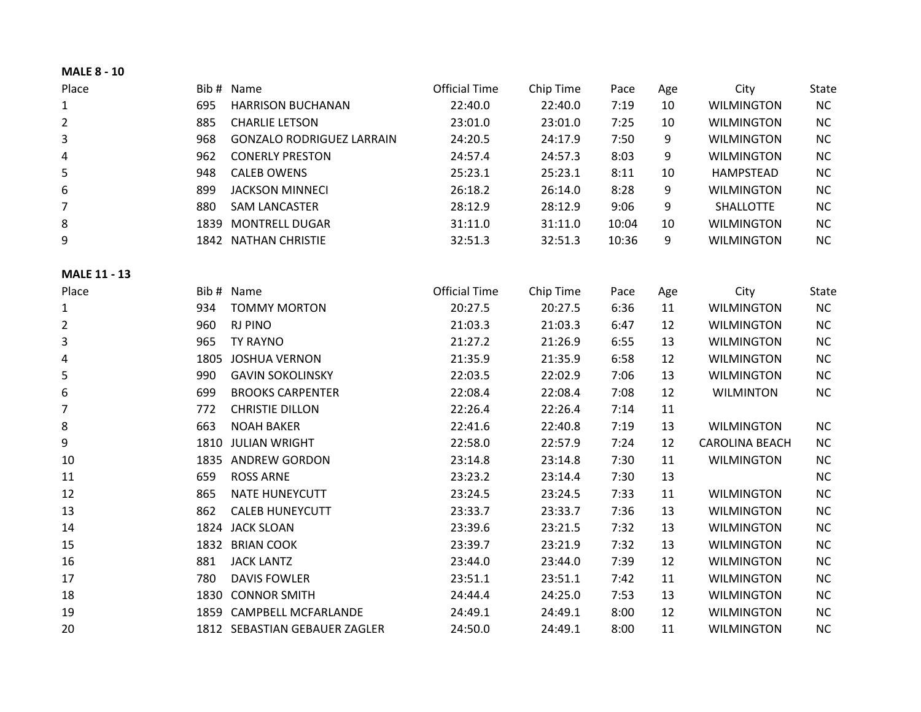**MALE 8 - 10**

| Place | Bib # | Name | Official Time | Chip Time | Pace | Age | City | State |
|---|---|---|---|---|---|---|---|---|
| 1 | 695 | HARRISON BUCHANAN | 22:40.0 | 22:40.0 | 7:19 | 10 | WILMINGTON | NC |
| 2 | 885 | CHARLIE LETSON | 23:01.0 | 23:01.0 | 7:25 | 10 | WILMINGTON | NC |
| 3 | 968 | GONZALO RODRIGUEZ LARRAIN | 24:20.5 | 24:17.9 | 7:50 | 9 | WILMINGTON | NC |
| 4 | 962 | CONERLY PRESTON | 24:57.4 | 24:57.3 | 8:03 | 9 | WILMINGTON | NC |
| 5 | 948 | CALEB OWENS | 25:23.1 | 25:23.1 | 8:11 | 10 | HAMPSTEAD | NC |
| 6 | 899 | JACKSON MINNECI | 26:18.2 | 26:14.0 | 8:28 | 9 | WILMINGTON | NC |
| 7 | 880 | SAM LANCASTER | 28:12.9 | 28:12.9 | 9:06 | 9 | SHALLOTTE | NC |
| 8 | 1839 | MONTRELL DUGAR | 31:11.0 | 31:11.0 | 10:04 | 10 | WILMINGTON | NC |
| 9 | 1842 | NATHAN CHRISTIE | 32:51.3 | 32:51.3 | 10:36 | 9 | WILMINGTON | NC |

**MALE 11 - 13**

| Place | Bib # | Name | Official Time | Chip Time | Pace | Age | City | State |
|---|---|---|---|---|---|---|---|---|
| 1 | 934 | TOMMY MORTON | 20:27.5 | 20:27.5 | 6:36 | 11 | WILMINGTON | NC |
| 2 | 960 | RJ PINO | 21:03.3 | 21:03.3 | 6:47 | 12 | WILMINGTON | NC |
| 3 | 965 | TY RAYNO | 21:27.2 | 21:26.9 | 6:55 | 13 | WILMINGTON | NC |
| 4 | 1805 | JOSHUA VERNON | 21:35.9 | 21:35.9 | 6:58 | 12 | WILMINGTON | NC |
| 5 | 990 | GAVIN SOKOLINSKY | 22:03.5 | 22:02.9 | 7:06 | 13 | WILMINGTON | NC |
| 6 | 699 | BROOKS CARPENTER | 22:08.4 | 22:08.4 | 7:08 | 12 | WILMINTON | NC |
| 7 | 772 | CHRISTIE DILLON | 22:26.4 | 22:26.4 | 7:14 | 11 | | |
| 8 | 663 | NOAH BAKER | 22:41.6 | 22:40.8 | 7:19 | 13 | WILMINGTON | NC |
| 9 | 1810 | JULIAN WRIGHT | 22:58.0 | 22:57.9 | 7:24 | 12 | CAROLINA BEACH | NC |
| 10 | 1835 | ANDREW GORDON | 23:14.8 | 23:14.8 | 7:30 | 11 | WILMINGTON | NC |
| 11 | 659 | ROSS ARNE | 23:23.2 | 23:14.4 | 7:30 | 13 | | NC |
| 12 | 865 | NATE HUNEYCUTT | 23:24.5 | 23:24.5 | 7:33 | 11 | WILMINGTON | NC |
| 13 | 862 | CALEB HUNEYCUTT | 23:33.7 | 23:33.7 | 7:36 | 13 | WILMINGTON | NC |
| 14 | 1824 | JACK SLOAN | 23:39.6 | 23:21.5 | 7:32 | 13 | WILMINGTON | NC |
| 15 | 1832 | BRIAN COOK | 23:39.7 | 23:21.9 | 7:32 | 13 | WILMINGTON | NC |
| 16 | 881 | JACK LANTZ | 23:44.0 | 23:44.0 | 7:39 | 12 | WILMINGTON | NC |
| 17 | 780 | DAVIS FOWLER | 23:51.1 | 23:51.1 | 7:42 | 11 | WILMINGTON | NC |
| 18 | 1830 | CONNOR SMITH | 24:44.4 | 24:25.0 | 7:53 | 13 | WILMINGTON | NC |
| 19 | 1859 | CAMPBELL MCFARLANDE | 24:49.1 | 24:49.1 | 8:00 | 12 | WILMINGTON | NC |
| 20 | 1812 | SEBASTIAN GEBAUER ZAGLER | 24:50.0 | 24:49.1 | 8:00 | 11 | WILMINGTON | NC |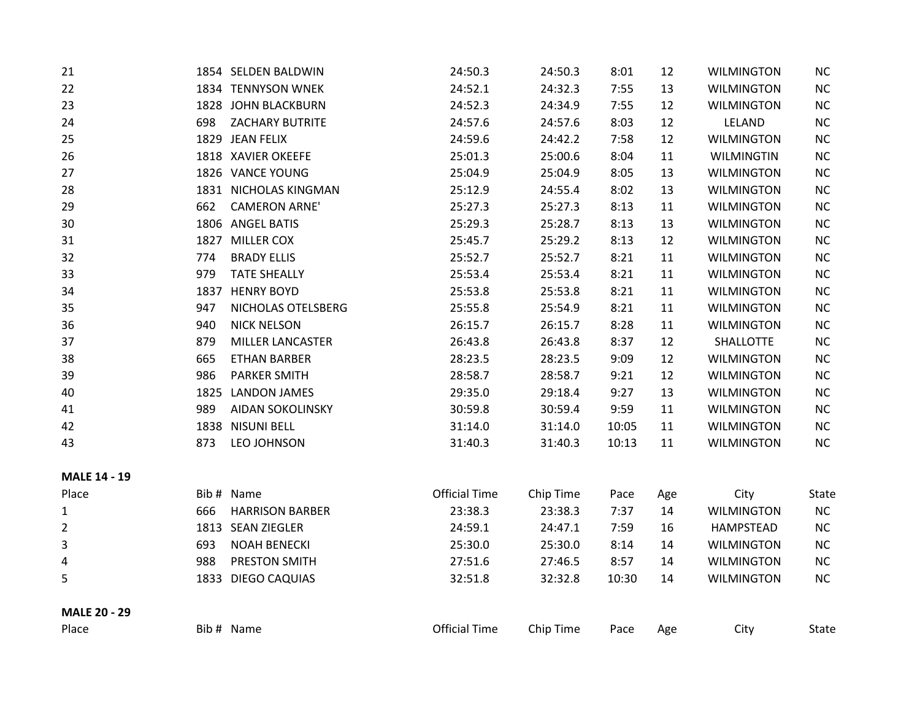| Place | Bib # | Name | Official Time | Chip Time | Pace | Age | City | State |
|---|---|---|---|---|---|---|---|---|
| 21 | 1854 | SELDEN BALDWIN | 24:50.3 | 24:50.3 | 8:01 | 12 | WILMINGTON | NC |
| 22 | 1834 | TENNYSON WNEK | 24:52.1 | 24:32.3 | 7:55 | 13 | WILMINGTON | NC |
| 23 | 1828 | JOHN BLACKBURN | 24:52.3 | 24:34.9 | 7:55 | 12 | WILMINGTON | NC |
| 24 | 698 | ZACHARY BUTRITE | 24:57.6 | 24:57.6 | 8:03 | 12 | LELAND | NC |
| 25 | 1829 | JEAN FELIX | 24:59.6 | 24:42.2 | 7:58 | 12 | WILMINGTON | NC |
| 26 | 1818 | XAVIER OKEEFE | 25:01.3 | 25:00.6 | 8:04 | 11 | WILMINGTIN | NC |
| 27 | 1826 | VANCE YOUNG | 25:04.9 | 25:04.9 | 8:05 | 13 | WILMINGTON | NC |
| 28 | 1831 | NICHOLAS KINGMAN | 25:12.9 | 24:55.4 | 8:02 | 13 | WILMINGTON | NC |
| 29 | 662 | CAMERON ARNE' | 25:27.3 | 25:27.3 | 8:13 | 11 | WILMINGTON | NC |
| 30 | 1806 | ANGEL BATIS | 25:29.3 | 25:28.7 | 8:13 | 13 | WILMINGTON | NC |
| 31 | 1827 | MILLER COX | 25:45.7 | 25:29.2 | 8:13 | 12 | WILMINGTON | NC |
| 32 | 774 | BRADY ELLIS | 25:52.7 | 25:52.7 | 8:21 | 11 | WILMINGTON | NC |
| 33 | 979 | TATE SHEALLY | 25:53.4 | 25:53.4 | 8:21 | 11 | WILMINGTON | NC |
| 34 | 1837 | HENRY BOYD | 25:53.8 | 25:53.8 | 8:21 | 11 | WILMINGTON | NC |
| 35 | 947 | NICHOLAS OTELSBERG | 25:55.8 | 25:54.9 | 8:21 | 11 | WILMINGTON | NC |
| 36 | 940 | NICK NELSON | 26:15.7 | 26:15.7 | 8:28 | 11 | WILMINGTON | NC |
| 37 | 879 | MILLER LANCASTER | 26:43.8 | 26:43.8 | 8:37 | 12 | SHALLOTTE | NC |
| 38 | 665 | ETHAN BARBER | 28:23.5 | 28:23.5 | 9:09 | 12 | WILMINGTON | NC |
| 39 | 986 | PARKER SMITH | 28:58.7 | 28:58.7 | 9:21 | 12 | WILMINGTON | NC |
| 40 | 1825 | LANDON JAMES | 29:35.0 | 29:18.4 | 9:27 | 13 | WILMINGTON | NC |
| 41 | 989 | AIDAN SOKOLINSKY | 30:59.8 | 30:59.4 | 9:59 | 11 | WILMINGTON | NC |
| 42 | 1838 | NISUNI BELL | 31:14.0 | 31:14.0 | 10:05 | 11 | WILMINGTON | NC |
| 43 | 873 | LEO JOHNSON | 31:40.3 | 31:40.3 | 10:13 | 11 | WILMINGTON | NC |

**MALE 14 - 19**

| Place | Bib # | Name | Official Time | Chip Time | Pace | Age | City | State |
|---|---|---|---|---|---|---|---|---|
| 1 | 666 | HARRISON BARBER | 23:38.3 | 23:38.3 | 7:37 | 14 | WILMINGTON | NC |
| 2 | 1813 | SEAN ZIEGLER | 24:59.1 | 24:47.1 | 7:59 | 16 | HAMPSTEAD | NC |
| 3 | 693 | NOAH BENECKI | 25:30.0 | 25:30.0 | 8:14 | 14 | WILMINGTON | NC |
| 4 | 988 | PRESTON SMITH | 27:51.6 | 27:46.5 | 8:57 | 14 | WILMINGTON | NC |
| 5 | 1833 | DIEGO CAQUIAS | 32:51.8 | 32:32.8 | 10:30 | 14 | WILMINGTON | NC |

**MALE 20 - 29**

| Place | Bib # | Name | Official Time | Chip Time | Pace | Age | City | State |
|---|---|---|---|---|---|---|---|---|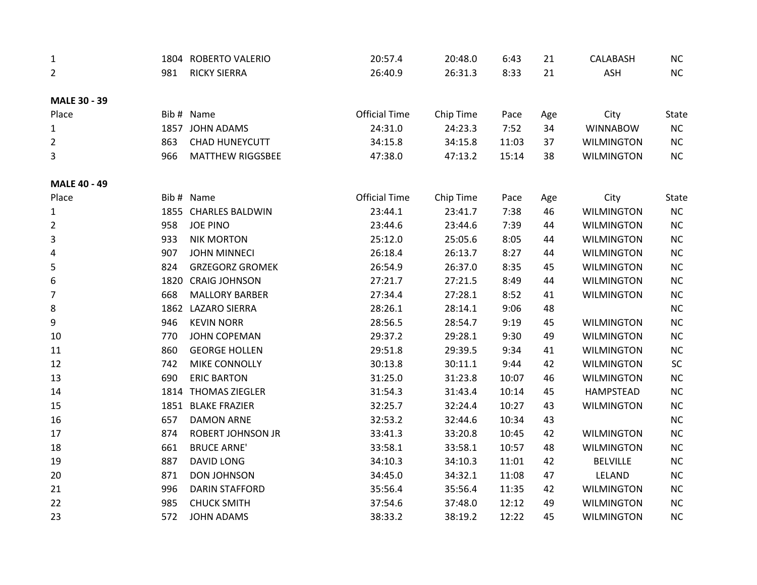| Place | Bib # | Name | Official Time | Chip Time | Pace | Age | City | State |
|---|---|---|---|---|---|---|---|---|
| 1 | 1804 | ROBERTO VALERIO | 20:57.4 | 20:48.0 | 6:43 | 21 | CALABASH | NC |
| 2 | 981 | RICKY SIERRA | 26:40.9 | 26:31.3 | 8:33 | 21 | ASH | NC |

**MALE 30 - 39**

| Place | Bib # | Name | Official Time | Chip Time | Pace | Age | City | State |
|---|---|---|---|---|---|---|---|---|
| 1 | 1857 | JOHN ADAMS | 24:31.0 | 24:23.3 | 7:52 | 34 | WINNABOW | NC |
| 2 | 863 | CHAD HUNEYCUTT | 34:15.8 | 34:15.8 | 11:03 | 37 | WILMINGTON | NC |
| 3 | 966 | MATTHEW RIGGSBEE | 47:38.0 | 47:13.2 | 15:14 | 38 | WILMINGTON | NC |

**MALE 40 - 49**

| Place | Bib # | Name | Official Time | Chip Time | Pace | Age | City | State |
|---|---|---|---|---|---|---|---|---|
| 1 | 1855 | CHARLES BALDWIN | 23:44.1 | 23:41.7 | 7:38 | 46 | WILMINGTON | NC |
| 2 | 958 | JOE PINO | 23:44.6 | 23:44.6 | 7:39 | 44 | WILMINGTON | NC |
| 3 | 933 | NIK MORTON | 25:12.0 | 25:05.6 | 8:05 | 44 | WILMINGTON | NC |
| 4 | 907 | JOHN MINNECI | 26:18.4 | 26:13.7 | 8:27 | 44 | WILMINGTON | NC |
| 5 | 824 | GRZEGORZ GROMEK | 26:54.9 | 26:37.0 | 8:35 | 45 | WILMINGTON | NC |
| 6 | 1820 | CRAIG JOHNSON | 27:21.7 | 27:21.5 | 8:49 | 44 | WILMINGTON | NC |
| 7 | 668 | MALLORY BARBER | 27:34.4 | 27:28.1 | 8:52 | 41 | WILMINGTON | NC |
| 8 | 1862 | LAZARO SIERRA | 28:26.1 | 28:14.1 | 9:06 | 48 | | NC |
| 9 | 946 | KEVIN NORR | 28:56.5 | 28:54.7 | 9:19 | 45 | WILMINGTON | NC |
| 10 | 770 | JOHN COPEMAN | 29:37.2 | 29:28.1 | 9:30 | 49 | WILMINGTON | NC |
| 11 | 860 | GEORGE HOLLEN | 29:51.8 | 29:39.5 | 9:34 | 41 | WILMINGTON | NC |
| 12 | 742 | MIKE CONNOLLY | 30:13.8 | 30:11.1 | 9:44 | 42 | WILMINGTON | SC |
| 13 | 690 | ERIC BARTON | 31:25.0 | 31:23.8 | 10:07 | 46 | WILMINGTON | NC |
| 14 | 1814 | THOMAS ZIEGLER | 31:54.3 | 31:43.4 | 10:14 | 45 | HAMPSTEAD | NC |
| 15 | 1851 | BLAKE FRAZIER | 32:25.7 | 32:24.4 | 10:27 | 43 | WILMINGTON | NC |
| 16 | 657 | DAMON ARNE | 32:53.2 | 32:44.6 | 10:34 | 43 | | NC |
| 17 | 874 | ROBERT JOHNSON JR | 33:41.3 | 33:20.8 | 10:45 | 42 | WILMINGTON | NC |
| 18 | 661 | BRUCE ARNE' | 33:58.1 | 33:58.1 | 10:57 | 48 | WILMINGTON | NC |
| 19 | 887 | DAVID LONG | 34:10.3 | 34:10.3 | 11:01 | 42 | BELVILLE | NC |
| 20 | 871 | DON JOHNSON | 34:45.0 | 34:32.1 | 11:08 | 47 | LELAND | NC |
| 21 | 996 | DARIN STAFFORD | 35:56.4 | 35:56.4 | 11:35 | 42 | WILMINGTON | NC |
| 22 | 985 | CHUCK SMITH | 37:54.6 | 37:48.0 | 12:12 | 49 | WILMINGTON | NC |
| 23 | 572 | JOHN ADAMS | 38:33.2 | 38:19.2 | 12:22 | 45 | WILMINGTON | NC |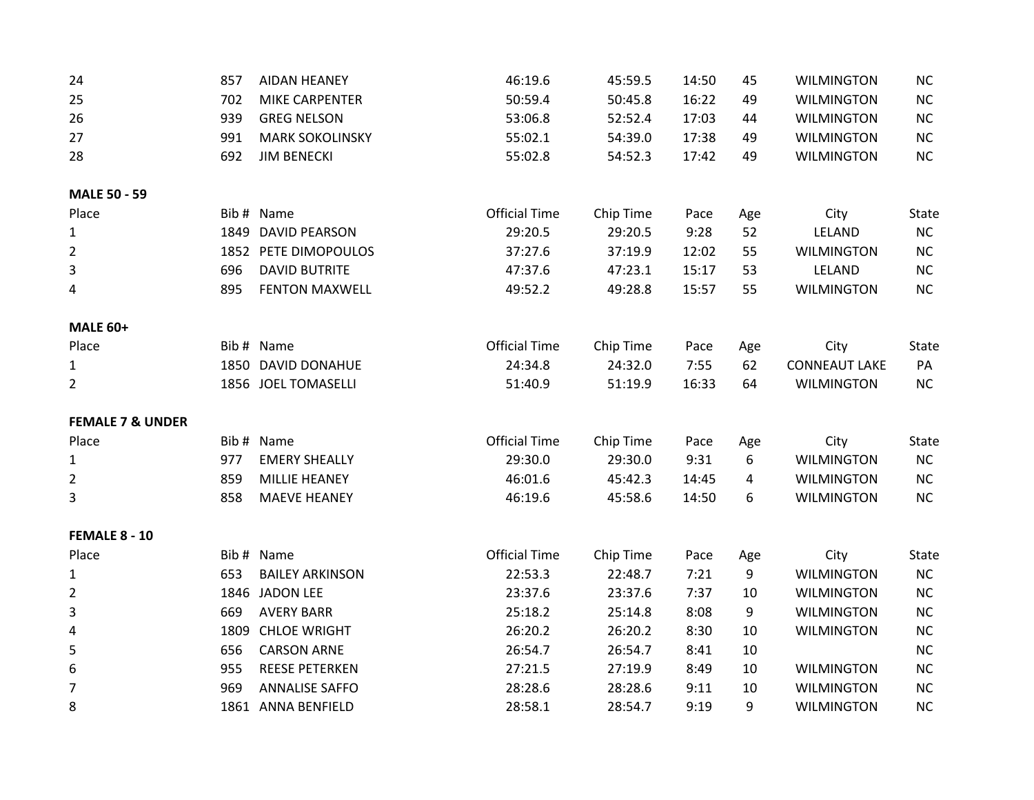| Place | Bib # | Name | Official Time | Chip Time | Pace | Age | City | State |
|---|---|---|---|---|---|---|---|---|
| 24 | 857 | AIDAN HEANEY | 46:19.6 | 45:59.5 | 14:50 | 45 | WILMINGTON | NC |
| 25 | 702 | MIKE CARPENTER | 50:59.4 | 50:45.8 | 16:22 | 49 | WILMINGTON | NC |
| 26 | 939 | GREG NELSON | 53:06.8 | 52:52.4 | 17:03 | 44 | WILMINGTON | NC |
| 27 | 991 | MARK SOKOLINSKY | 55:02.1 | 54:39.0 | 17:38 | 49 | WILMINGTON | NC |
| 28 | 692 | JIM BENECKI | 55:02.8 | 54:52.3 | 17:42 | 49 | WILMINGTON | NC |

**MALE 50 - 59**

| Place | Bib # | Name | Official Time | Chip Time | Pace | Age | City | State |
|---|---|---|---|---|---|---|---|---|
| 1 | 1849 | DAVID PEARSON | 29:20.5 | 29:20.5 | 9:28 | 52 | LELAND | NC |
| 2 | 1852 | PETE DIMOPOULOS | 37:27.6 | 37:19.9 | 12:02 | 55 | WILMINGTON | NC |
| 3 | 696 | DAVID BUTRITE | 47:37.6 | 47:23.1 | 15:17 | 53 | LELAND | NC |
| 4 | 895 | FENTON MAXWELL | 49:52.2 | 49:28.8 | 15:57 | 55 | WILMINGTON | NC |

**MALE 60+**

| Place | Bib # | Name | Official Time | Chip Time | Pace | Age | City | State |
|---|---|---|---|---|---|---|---|---|
| 1 | 1850 | DAVID DONAHUE | 24:34.8 | 24:32.0 | 7:55 | 62 | CONNEAUT LAKE | PA |
| 2 | 1856 | JOEL TOMASELLI | 51:40.9 | 51:19.9 | 16:33 | 64 | WILMINGTON | NC |

**FEMALE 7 & UNDER**

| Place | Bib # | Name | Official Time | Chip Time | Pace | Age | City | State |
|---|---|---|---|---|---|---|---|---|
| 1 | 977 | EMERY SHEALLY | 29:30.0 | 29:30.0 | 9:31 | 6 | WILMINGTON | NC |
| 2 | 859 | MILLIE HEANEY | 46:01.6 | 45:42.3 | 14:45 | 4 | WILMINGTON | NC |
| 3 | 858 | MAEVE HEANEY | 46:19.6 | 45:58.6 | 14:50 | 6 | WILMINGTON | NC |

**FEMALE 8 - 10**

| Place | Bib # | Name | Official Time | Chip Time | Pace | Age | City | State |
|---|---|---|---|---|---|---|---|---|
| 1 | 653 | BAILEY ARKINSON | 22:53.3 | 22:48.7 | 7:21 | 9 | WILMINGTON | NC |
| 2 | 1846 | JADON LEE | 23:37.6 | 23:37.6 | 7:37 | 10 | WILMINGTON | NC |
| 3 | 669 | AVERY BARR | 25:18.2 | 25:14.8 | 8:08 | 9 | WILMINGTON | NC |
| 4 | 1809 | CHLOE WRIGHT | 26:20.2 | 26:20.2 | 8:30 | 10 | WILMINGTON | NC |
| 5 | 656 | CARSON ARNE | 26:54.7 | 26:54.7 | 8:41 | 10 | | NC |
| 6 | 955 | REESE PETERKEN | 27:21.5 | 27:19.9 | 8:49 | 10 | WILMINGTON | NC |
| 7 | 969 | ANNALISE SAFFO | 28:28.6 | 28:28.6 | 9:11 | 10 | WILMINGTON | NC |
| 8 | 1861 | ANNA BENFIELD | 28:58.1 | 28:54.7 | 9:19 | 9 | WILMINGTON | NC |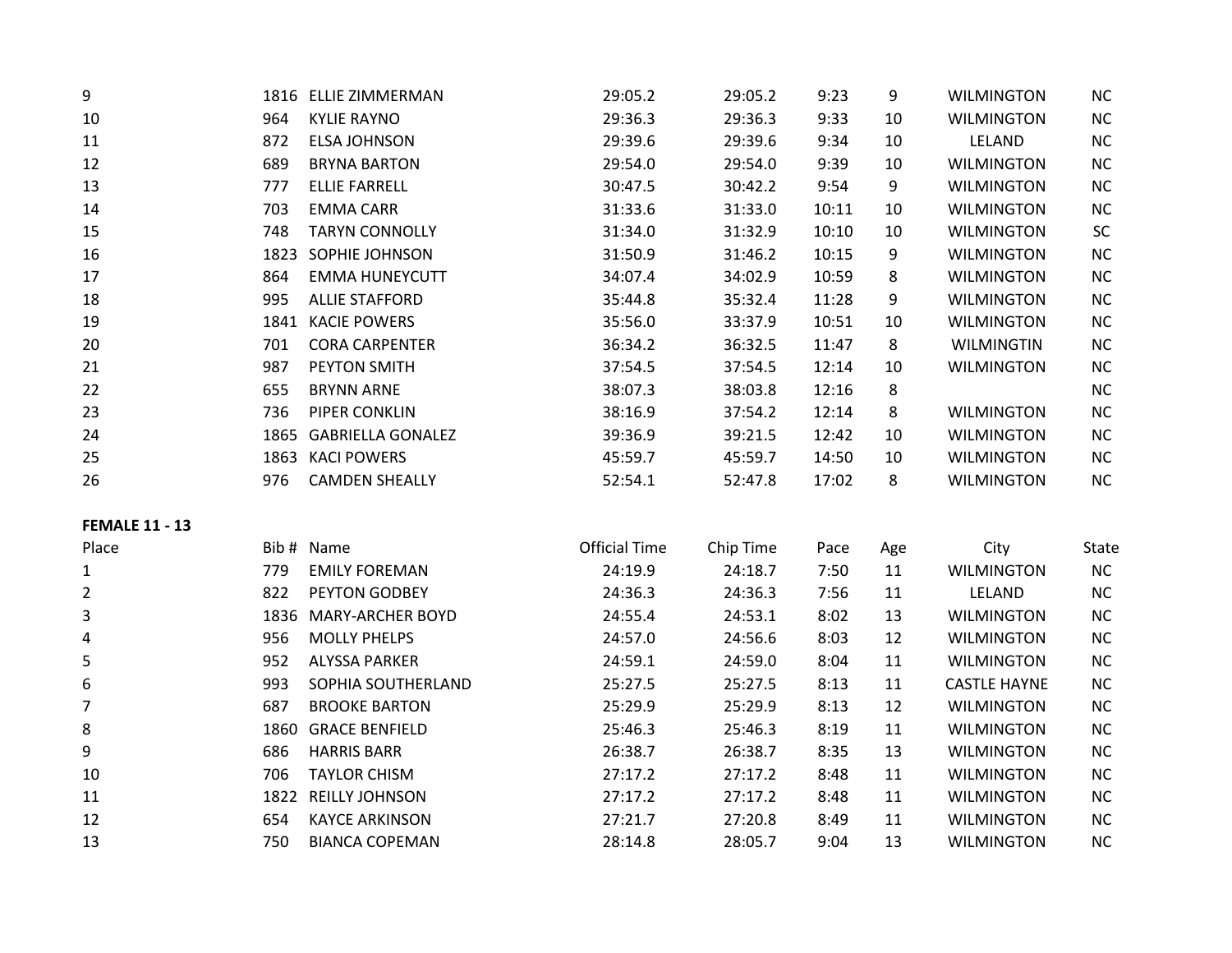| Place | Bib # | Name | Official Time | Chip Time | Pace | Age | City | State |
|---|---|---|---|---|---|---|---|---|
| 9 | 1816 | ELLIE ZIMMERMAN | 29:05.2 | 29:05.2 | 9:23 | 9 | WILMINGTON | NC |
| 10 | 964 | KYLIE RAYNO | 29:36.3 | 29:36.3 | 9:33 | 10 | WILMINGTON | NC |
| 11 | 872 | ELSA JOHNSON | 29:39.6 | 29:39.6 | 9:34 | 10 | LELAND | NC |
| 12 | 689 | BRYNA BARTON | 29:54.0 | 29:54.0 | 9:39 | 10 | WILMINGTON | NC |
| 13 | 777 | ELLIE FARRELL | 30:47.5 | 30:42.2 | 9:54 | 9 | WILMINGTON | NC |
| 14 | 703 | EMMA CARR | 31:33.6 | 31:33.0 | 10:11 | 10 | WILMINGTON | NC |
| 15 | 748 | TARYN CONNOLLY | 31:34.0 | 31:32.9 | 10:10 | 10 | WILMINGTON | SC |
| 16 | 1823 | SOPHIE JOHNSON | 31:50.9 | 31:46.2 | 10:15 | 9 | WILMINGTON | NC |
| 17 | 864 | EMMA HUNEYCUTT | 34:07.4 | 34:02.9 | 10:59 | 8 | WILMINGTON | NC |
| 18 | 995 | ALLIE STAFFORD | 35:44.8 | 35:32.4 | 11:28 | 9 | WILMINGTON | NC |
| 19 | 1841 | KACIE POWERS | 35:56.0 | 33:37.9 | 10:51 | 10 | WILMINGTON | NC |
| 20 | 701 | CORA CARPENTER | 36:34.2 | 36:32.5 | 11:47 | 8 | WILMINGTIN | NC |
| 21 | 987 | PEYTON SMITH | 37:54.5 | 37:54.5 | 12:14 | 10 | WILMINGTON | NC |
| 22 | 655 | BRYNN ARNE | 38:07.3 | 38:03.8 | 12:16 | 8 | | NC |
| 23 | 736 | PIPER CONKLIN | 38:16.9 | 37:54.2 | 12:14 | 8 | WILMINGTON | NC |
| 24 | 1865 | GABRIELLA GONALEZ | 39:36.9 | 39:21.5 | 12:42 | 10 | WILMINGTON | NC |
| 25 | 1863 | KACI POWERS | 45:59.7 | 45:59.7 | 14:50 | 10 | WILMINGTON | NC |
| 26 | 976 | CAMDEN SHEALLY | 52:54.1 | 52:47.8 | 17:02 | 8 | WILMINGTON | NC |

**FEMALE 11 - 13**

| Place | Bib # | Name | Official Time | Chip Time | Pace | Age | City | State |
|---|---|---|---|---|---|---|---|---|
| 1 | 779 | EMILY FOREMAN | 24:19.9 | 24:18.7 | 7:50 | 11 | WILMINGTON | NC |
| 2 | 822 | PEYTON GODBEY | 24:36.3 | 24:36.3 | 7:56 | 11 | LELAND | NC |
| 3 | 1836 | MARY-ARCHER BOYD | 24:55.4 | 24:53.1 | 8:02 | 13 | WILMINGTON | NC |
| 4 | 956 | MOLLY PHELPS | 24:57.0 | 24:56.6 | 8:03 | 12 | WILMINGTON | NC |
| 5 | 952 | ALYSSA PARKER | 24:59.1 | 24:59.0 | 8:04 | 11 | WILMINGTON | NC |
| 6 | 993 | SOPHIA SOUTHERLAND | 25:27.5 | 25:27.5 | 8:13 | 11 | CASTLE HAYNE | NC |
| 7 | 687 | BROOKE BARTON | 25:29.9 | 25:29.9 | 8:13 | 12 | WILMINGTON | NC |
| 8 | 1860 | GRACE BENFIELD | 25:46.3 | 25:46.3 | 8:19 | 11 | WILMINGTON | NC |
| 9 | 686 | HARRIS BARR | 26:38.7 | 26:38.7 | 8:35 | 13 | WILMINGTON | NC |
| 10 | 706 | TAYLOR CHISM | 27:17.2 | 27:17.2 | 8:48 | 11 | WILMINGTON | NC |
| 11 | 1822 | REILLY JOHNSON | 27:17.2 | 27:17.2 | 8:48 | 11 | WILMINGTON | NC |
| 12 | 654 | KAYCE ARKINSON | 27:21.7 | 27:20.8 | 8:49 | 11 | WILMINGTON | NC |
| 13 | 750 | BIANCA COPEMAN | 28:14.8 | 28:05.7 | 9:04 | 13 | WILMINGTON | NC |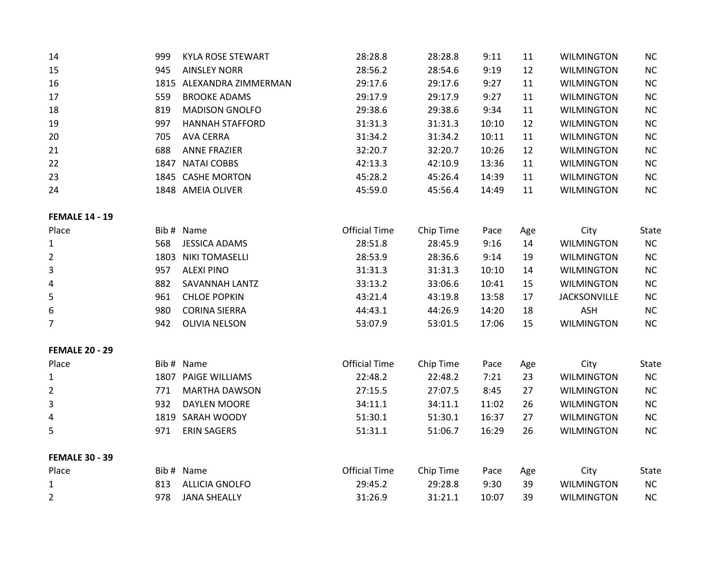| Place | Bib # | Name | Official Time | Chip Time | Pace | Age | City | State |
|---|---|---|---|---|---|---|---|---|
| 14 | 999 | KYLA ROSE STEWART | 28:28.8 | 28:28.8 | 9:11 | 11 | WILMINGTON | NC |
| 15 | 945 | AINSLEY NORR | 28:56.2 | 28:54.6 | 9:19 | 12 | WILMINGTON | NC |
| 16 | 1815 | ALEXANDRA ZIMMERMAN | 29:17.6 | 29:17.6 | 9:27 | 11 | WILMINGTON | NC |
| 17 | 559 | BROOKE ADAMS | 29:17.9 | 29:17.9 | 9:27 | 11 | WILMINGTON | NC |
| 18 | 819 | MADISON GNOLFO | 29:38.6 | 29:38.6 | 9:34 | 11 | WILMINGTON | NC |
| 19 | 997 | HANNAH STAFFORD | 31:31.3 | 31:31.3 | 10:10 | 12 | WILMINGTON | NC |
| 20 | 705 | AVA CERRA | 31:34.2 | 31:34.2 | 10:11 | 11 | WILMINGTON | NC |
| 21 | 688 | ANNE FRAZIER | 32:20.7 | 32:20.7 | 10:26 | 12 | WILMINGTON | NC |
| 22 | 1847 | NATAI COBBS | 42:13.3 | 42:10.9 | 13:36 | 11 | WILMINGTON | NC |
| 23 | 1845 | CASHE MORTON | 45:28.2 | 45:26.4 | 14:39 | 11 | WILMINGTON | NC |
| 24 | 1848 | AMEIA OLIVER | 45:59.0 | 45:56.4 | 14:49 | 11 | WILMINGTON | NC |

**FEMALE 14 - 19**

| Place | Bib # | Name | Official Time | Chip Time | Pace | Age | City | State |
|---|---|---|---|---|---|---|---|---|
| 1 | 568 | JESSICA ADAMS | 28:51.8 | 28:45.9 | 9:16 | 14 | WILMINGTON | NC |
| 2 | 1803 | NIKI TOMASELLI | 28:53.9 | 28:36.6 | 9:14 | 19 | WILMINGTON | NC |
| 3 | 957 | ALEXI PINO | 31:31.3 | 31:31.3 | 10:10 | 14 | WILMINGTON | NC |
| 4 | 882 | SAVANNAH LANTZ | 33:13.2 | 33:06.6 | 10:41 | 15 | WILMINGTON | NC |
| 5 | 961 | CHLOE POPKIN | 43:21.4 | 43:19.8 | 13:58 | 17 | JACKSONVILLE | NC |
| 6 | 980 | CORINA SIERRA | 44:43.1 | 44:26.9 | 14:20 | 18 | ASH | NC |
| 7 | 942 | OLIVIA NELSON | 53:07.9 | 53:01.5 | 17:06 | 15 | WILMINGTON | NC |

**FEMALE 20 - 29**

| Place | Bib # | Name | Official Time | Chip Time | Pace | Age | City | State |
|---|---|---|---|---|---|---|---|---|
| 1 | 1807 | PAIGE WILLIAMS | 22:48.2 | 22:48.2 | 7:21 | 23 | WILMINGTON | NC |
| 2 | 771 | MARTHA DAWSON | 27:15.5 | 27:07.5 | 8:45 | 27 | WILMINGTON | NC |
| 3 | 932 | DAYLEN MOORE | 34:11.1 | 34:11.1 | 11:02 | 26 | WILMINGTON | NC |
| 4 | 1819 | SARAH WOODY | 51:30.1 | 51:30.1 | 16:37 | 27 | WILMINGTON | NC |
| 5 | 971 | ERIN SAGERS | 51:31.1 | 51:06.7 | 16:29 | 26 | WILMINGTON | NC |

**FEMALE 30 - 39**

| Place | Bib # | Name | Official Time | Chip Time | Pace | Age | City | State |
|---|---|---|---|---|---|---|---|---|
| 1 | 813 | ALLICIA GNOLFO | 29:45.2 | 29:28.8 | 9:30 | 39 | WILMINGTON | NC |
| 2 | 978 | JANA SHEALLY | 31:26.9 | 31:21.1 | 10:07 | 39 | WILMINGTON | NC |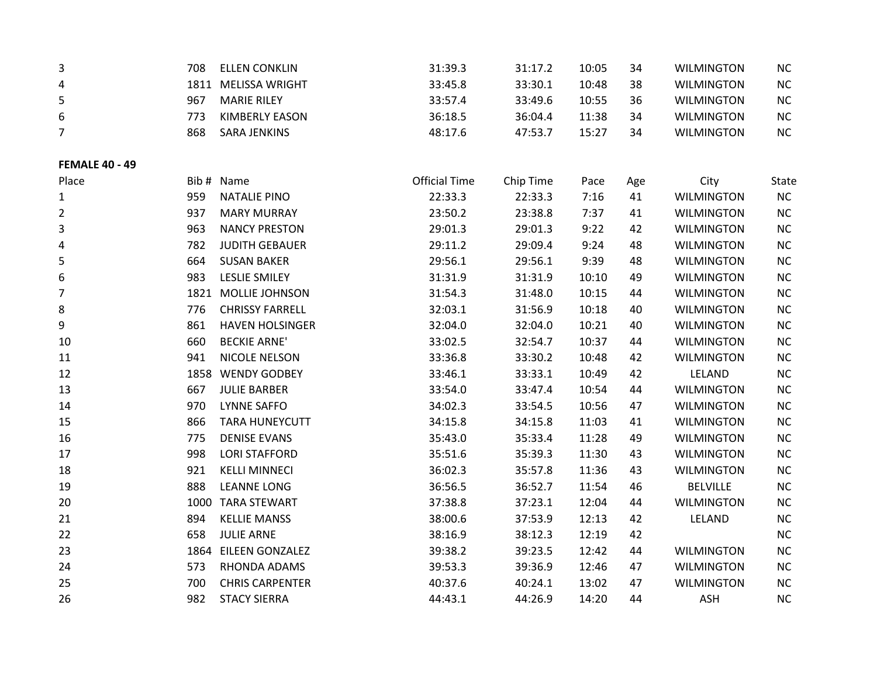| Place | Bib # | Name | Official Time | Chip Time | Pace | Age | City | State |
|---|---|---|---|---|---|---|---|---|
| 3 | 708 | ELLEN CONKLIN | 31:39.3 | 31:17.2 | 10:05 | 34 | WILMINGTON | NC |
| 4 | 1811 | MELISSA WRIGHT | 33:45.8 | 33:30.1 | 10:48 | 38 | WILMINGTON | NC |
| 5 | 967 | MARIE RILEY | 33:57.4 | 33:49.6 | 10:55 | 36 | WILMINGTON | NC |
| 6 | 773 | KIMBERLY EASON | 36:18.5 | 36:04.4 | 11:38 | 34 | WILMINGTON | NC |
| 7 | 868 | SARA JENKINS | 48:17.6 | 47:53.7 | 15:27 | 34 | WILMINGTON | NC |

**FEMALE 40 - 49**

| Place | Bib # | Name | Official Time | Chip Time | Pace | Age | City | State |
|---|---|---|---|---|---|---|---|---|
| 1 | 959 | NATALIE PINO | 22:33.3 | 22:33.3 | 7:16 | 41 | WILMINGTON | NC |
| 2 | 937 | MARY MURRAY | 23:50.2 | 23:38.8 | 7:37 | 41 | WILMINGTON | NC |
| 3 | 963 | NANCY PRESTON | 29:01.3 | 29:01.3 | 9:22 | 42 | WILMINGTON | NC |
| 4 | 782 | JUDITH GEBAUER | 29:11.2 | 29:09.4 | 9:24 | 48 | WILMINGTON | NC |
| 5 | 664 | SUSAN BAKER | 29:56.1 | 29:56.1 | 9:39 | 48 | WILMINGTON | NC |
| 6 | 983 | LESLIE SMILEY | 31:31.9 | 31:31.9 | 10:10 | 49 | WILMINGTON | NC |
| 7 | 1821 | MOLLIE JOHNSON | 31:54.3 | 31:48.0 | 10:15 | 44 | WILMINGTON | NC |
| 8 | 776 | CHRISSY FARRELL | 32:03.1 | 31:56.9 | 10:18 | 40 | WILMINGTON | NC |
| 9 | 861 | HAVEN HOLSINGER | 32:04.0 | 32:04.0 | 10:21 | 40 | WILMINGTON | NC |
| 10 | 660 | BECKIE ARNE' | 33:02.5 | 32:54.7 | 10:37 | 44 | WILMINGTON | NC |
| 11 | 941 | NICOLE NELSON | 33:36.8 | 33:30.2 | 10:48 | 42 | WILMINGTON | NC |
| 12 | 1858 | WENDY GODBEY | 33:46.1 | 33:33.1 | 10:49 | 42 | LELAND | NC |
| 13 | 667 | JULIE BARBER | 33:54.0 | 33:47.4 | 10:54 | 44 | WILMINGTON | NC |
| 14 | 970 | LYNNE SAFFO | 34:02.3 | 33:54.5 | 10:56 | 47 | WILMINGTON | NC |
| 15 | 866 | TARA HUNEYCUTT | 34:15.8 | 34:15.8 | 11:03 | 41 | WILMINGTON | NC |
| 16 | 775 | DENISE EVANS | 35:43.0 | 35:33.4 | 11:28 | 49 | WILMINGTON | NC |
| 17 | 998 | LORI STAFFORD | 35:51.6 | 35:39.3 | 11:30 | 43 | WILMINGTON | NC |
| 18 | 921 | KELLI MINNECI | 36:02.3 | 35:57.8 | 11:36 | 43 | WILMINGTON | NC |
| 19 | 888 | LEANNE LONG | 36:56.5 | 36:52.7 | 11:54 | 46 | BELVILLE | NC |
| 20 | 1000 | TARA STEWART | 37:38.8 | 37:23.1 | 12:04 | 44 | WILMINGTON | NC |
| 21 | 894 | KELLIE MANSS | 38:00.6 | 37:53.9 | 12:13 | 42 | LELAND | NC |
| 22 | 658 | JULIE ARNE | 38:16.9 | 38:12.3 | 12:19 | 42 | | NC |
| 23 | 1864 | EILEEN GONZALEZ | 39:38.2 | 39:23.5 | 12:42 | 44 | WILMINGTON | NC |
| 24 | 573 | RHONDA ADAMS | 39:53.3 | 39:36.9 | 12:46 | 47 | WILMINGTON | NC |
| 25 | 700 | CHRIS CARPENTER | 40:37.6 | 40:24.1 | 13:02 | 47 | WILMINGTON | NC |
| 26 | 982 | STACY SIERRA | 44:43.1 | 44:26.9 | 14:20 | 44 | ASH | NC |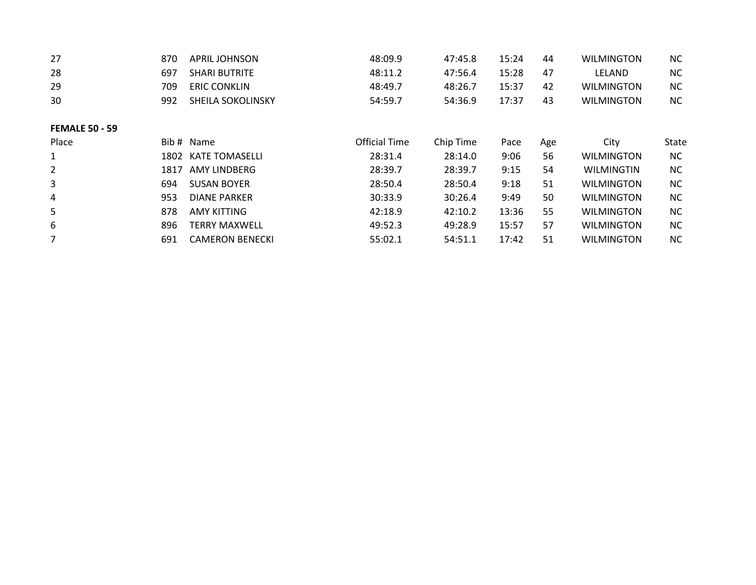| | | | | | | | | |
|---|---|---|---|---|---|---|---|---|
| 27 | 870 | APRIL JOHNSON | 48:09.9 | 47:45.8 | 15:24 | 44 | WILMINGTON | NC |
| 28 | 697 | SHARI BUTRITE | 48:11.2 | 47:56.4 | 15:28 | 47 | LELAND | NC |
| 29 | 709 | ERIC CONKLIN | 48:49.7 | 48:26.7 | 15:37 | 42 | WILMINGTON | NC |
| 30 | 992 | SHEILA SOKOLINSKY | 54:59.7 | 54:36.9 | 17:37 | 43 | WILMINGTON | NC |

**FEMALE 50 - 59**

| Place | Bib # | Name | Official Time | Chip Time | Pace | Age | City | State |
|---|---|---|---|---|---|---|---|---|
| 1 | 1802 | KATE TOMASELLI | 28:31.4 | 28:14.0 | 9:06 | 56 | WILMINGTON | NC |
| 2 | 1817 | AMY LINDBERG | 28:39.7 | 28:39.7 | 9:15 | 54 | WILMINGTIN | NC |
| 3 | 694 | SUSAN BOYER | 28:50.4 | 28:50.4 | 9:18 | 51 | WILMINGTON | NC |
| 4 | 953 | DIANE PARKER | 30:33.9 | 30:26.4 | 9:49 | 50 | WILMINGTON | NC |
| 5 | 878 | AMY KITTING | 42:18.9 | 42:10.2 | 13:36 | 55 | WILMINGTON | NC |
| 6 | 896 | TERRY MAXWELL | 49:52.3 | 49:28.9 | 15:57 | 57 | WILMINGTON | NC |
| 7 | 691 | CAMERON BENECKI | 55:02.1 | 54:51.1 | 17:42 | 51 | WILMINGTON | NC |